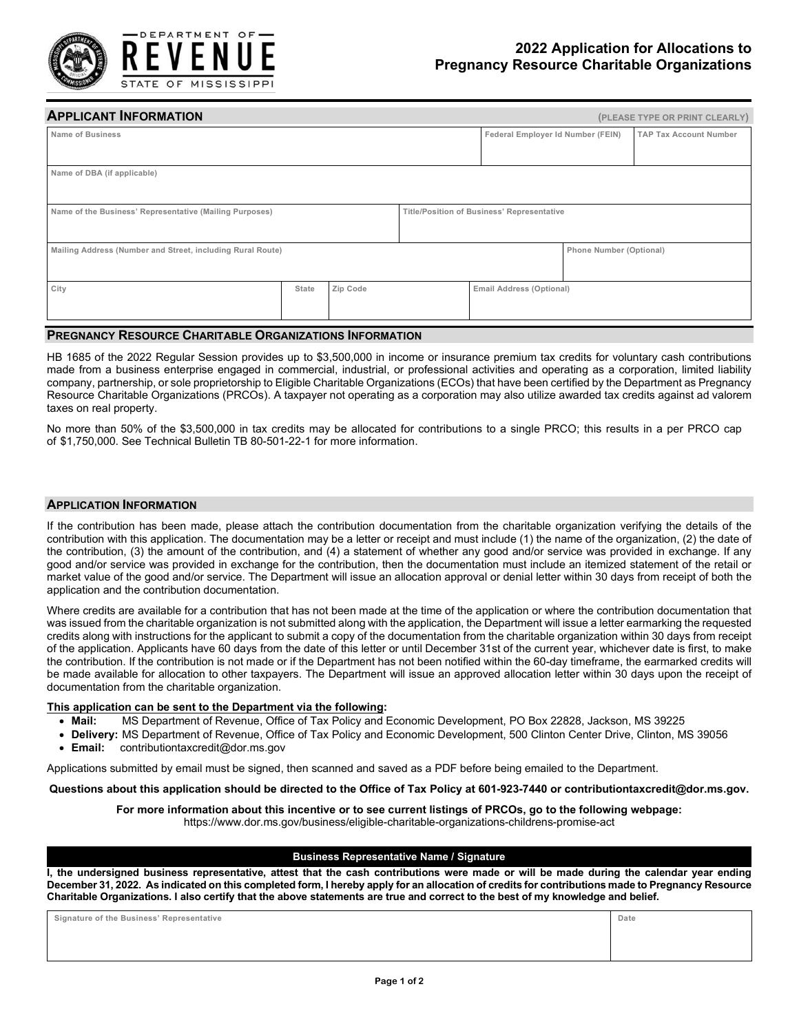DEPARTMENT OF REVENUE
STATE OF MISSISSIPPI

# 2022 Application for Allocations to Pregnancy Resource Charitable Organizations

## Applicant Information

(PLEASE TYPE OR PRINT CLEARLY)

| Name of Business | | | Federal Employer Id Number (FEIN) | TAP Tax Account Number |
|---|---|---|---|---|
| | | | | |

| Name of DBA (if applicable) |
|---|
| |

| Name of the Business' Representative (Mailing Purposes) | Title/Position of Business' Representative |
|---|---|
| | |

| Mailing Address (Number and Street, including Rural Route) | Phone Number (Optional) |
|---|---|
| | |

| City | State | Zip Code | Email Address (Optional) |
|---|---|---|---|
| | | | |

## Pregnancy Resource Charitable Organizations Information

HB 1685 of the 2022 Regular Session provides up to $3,500,000 in income or insurance premium tax credits for voluntary cash contributions made from a business enterprise engaged in commercial, industrial, or professional activities and operating as a corporation, limited liability company, partnership, or sole proprietorship to Eligible Charitable Organizations (ECOs) that have been certified by the Department as Pregnancy Resource Charitable Organizations (PRCOs). A taxpayer not operating as a corporation may also utilize awarded tax credits against ad valorem taxes on real property.

No more than 50% of the $3,500,000 in tax credits may be allocated for contributions to a single PRCO; this results in a per PRCO cap of $1,750,000. See Technical Bulletin TB 80-501-22-1 for more information.

## Application Information

If the contribution has been made, please attach the contribution documentation from the charitable organization verifying the details of the contribution with this application. The documentation may be a letter or receipt and must include (1) the name of the organization, (2) the date of the contribution, (3) the amount of the contribution, and (4) a statement of whether any good and/or service was provided in exchange. If any good and/or service was provided in exchange for the contribution, then the documentation must include an itemized statement of the retail or market value of the good and/or service. The Department will issue an allocation approval or denial letter within 30 days from receipt of both the application and the contribution documentation.

Where credits are available for a contribution that has not been made at the time of the application or where the contribution documentation that was issued from the charitable organization is not submitted along with the application, the Department will issue a letter earmarking the requested credits along with instructions for the applicant to submit a copy of the documentation from the charitable organization within 30 days from receipt of the application. Applicants have 60 days from the date of this letter or until December 31st of the current year, whichever date is first, to make the contribution. If the contribution is not made or if the Department has not been notified within the 60-day timeframe, the earmarked credits will be made available for allocation to other taxpayers. The Department will issue an approved allocation letter within 30 days upon the receipt of documentation from the charitable organization.

**This application can be sent to the Department via the following:**

- **Mail:** MS Department of Revenue, Office of Tax Policy and Economic Development, PO Box 22828, Jackson, MS 39225
- **Delivery:** MS Department of Revenue, Office of Tax Policy and Economic Development, 500 Clinton Center Drive, Clinton, MS 39056
- **Email:** contributiontaxcredit@dor.ms.gov

Applications submitted by email must be signed, then scanned and saved as a PDF before being emailed to the Department.

**Questions about this application should be directed to the Office of Tax Policy at 601-923-7440 or contributiontaxcredit@dor.ms.gov.**

**For more information about this incentive or to see current listings of PRCOs, go to the following webpage:**
https://www.dor.ms.gov/business/eligible-charitable-organizations-childrens-promise-act

## Business Representative Name / Signature

**I, the undersigned business representative, attest that the cash contributions were made or will be made during the calendar year ending December 31, 2022. As indicated on this completed form, I hereby apply for an allocation of credits for contributions made to Pregnancy Resource Charitable Organizations. I also certify that the above statements are true and correct to the best of my knowledge and belief.**

| Signature of the Business' Representative | Date |
|---|---|
| | |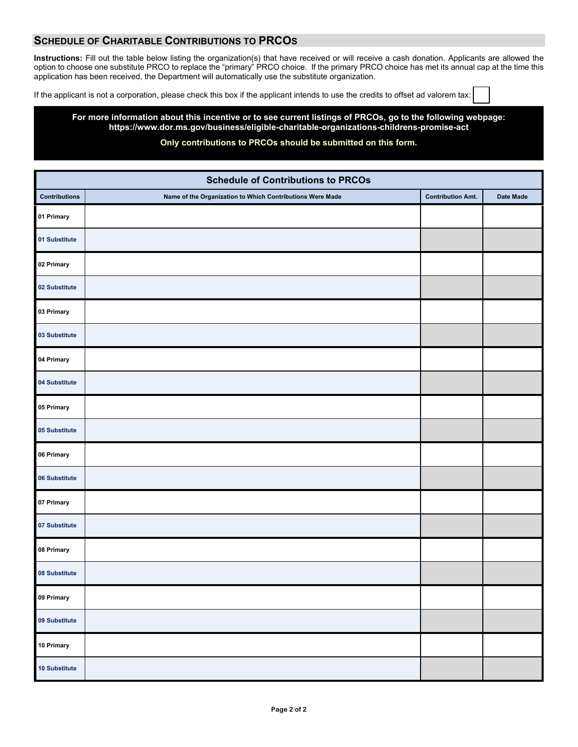## Schedule of Charitable Contributions to PRCOs

**Instructions:** Fill out the table below listing the organization(s) that have received or will receive a cash donation. Applicants are allowed the option to choose one substitute PRCO to replace the "primary" PRCO choice. If the primary PRCO choice has met its annual cap at the time this application has been received, the Department will automatically use the substitute organization.

If the applicant is not a corporation, please check this box if the applicant intends to use the credits to offset ad valorem tax: ☐

**For more information about this incentive or to see current listings of PRCOs, go to the following webpage: https://www.dor.ms.gov/business/eligible-charitable-organizations-childrens-promise-act**

**Only contributions to PRCOs should be submitted on this form.**

**Schedule of Contributions to PRCOs**

| Contributions | Name of the Organization to Which Contributions Were Made | Contribution Amt. | Date Made |
|---|---|---|---|
| 01 Primary | | | |
| 01 Substitute | | | |
| 02 Primary | | | |
| 02 Substitute | | | |
| 03 Primary | | | |
| 03 Substitute | | | |
| 04 Primary | | | |
| 04 Substitute | | | |
| 05 Primary | | | |
| 05 Substitute | | | |
| 06 Primary | | | |
| 06 Substitute | | | |
| 07 Primary | | | |
| 07 Substitute | | | |
| 08 Primary | | | |
| 08 Substitute | | | |
| 09 Primary | | | |
| 09 Substitute | | | |
| 10 Primary | | | |
| 10 Substitute | | | |